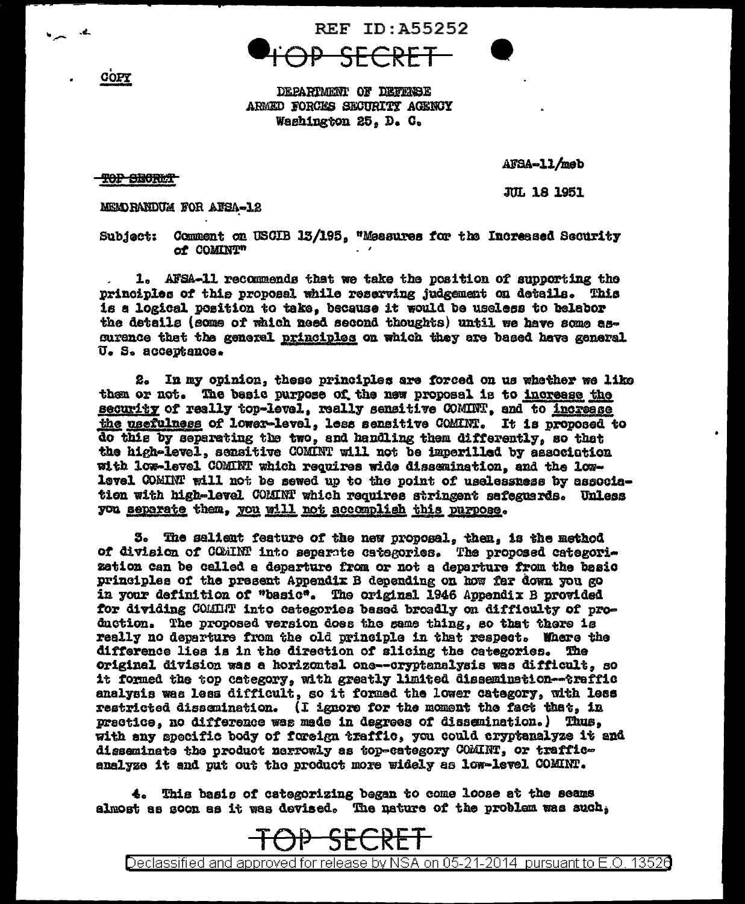REF ID:A55252

TOP SECRET

COPY

DEPARTMENT OF DEFENSE
ARMED FORCES SECURITY AGENCY
Washington 25, D. C.

TOP SECRET

AFSA-11/meb

JUL 18 1951

MEMORANDUM FOR AFSA-12

Subject: Comment on USCIB 13/195, "Measures for the Increased Security of COMINT"

1. AFSA-11 recommends that we take the position of supporting the principles of this proposal while reserving judgement on details. This is a logical position to take, because it would be useless to belabor the details (some of which need second thoughts) until we have some assurance that the general principles on which they are based have general U. S. acceptance.

2. In my opinion, these principles are forced on us whether we like them or not. The basic purpose of the new proposal is to increase the security of really top-level, really sensitive COMINT, and to increase the usefulness of lower-level, less sensitive COMINT. It is proposed to do this by separating the two, and handling them differently, so that the high-level, sensitive COMINT will not be imperilled by association with low-level COMINT which requires wide dissemination, and the low-level COMINT will not be sewed up to the point of uselessness by association with high-level COMINT which requires stringent safeguards. Unless you separate them, you will not accomplish this purpose.

3. The salient feature of the new proposal, then, is the method of division of COMINT into separate categories. The proposed categorization can be called a departure from or not a departure from the basic principles of the present Appendix B depending on how far down you go in your definition of "basic". The original 1946 Appendix B provided for dividing COMINT into categories based broadly on difficulty of production. The proposed version does the same thing, so that there is really no departure from the old principle in that respect. Where the difference lies is in the direction of slicing the categories. The original division was a horizontal one--cryptanalysis was difficult, so it formed the top category, with greatly limited dissemination--traffic analysis was less difficult, so it formed the lower category, with less restricted dissemination. (I ignore for the moment the fact that, in practice, no difference was made in degrees of dissemination.) Thus, with any specific body of foreign traffic, you could cryptanalyze it and disseminate the product narrowly as top-category COMINT, or traffic-analyze it and put out the product more widely as low-level COMINT.

4. This basis of categorizing began to come loose at the seams almost as soon as it was devised. The nature of the problem was such,

TOP SECRET

Declassified and approved for release by NSA on 05-21-2014 pursuant to E.O. 13526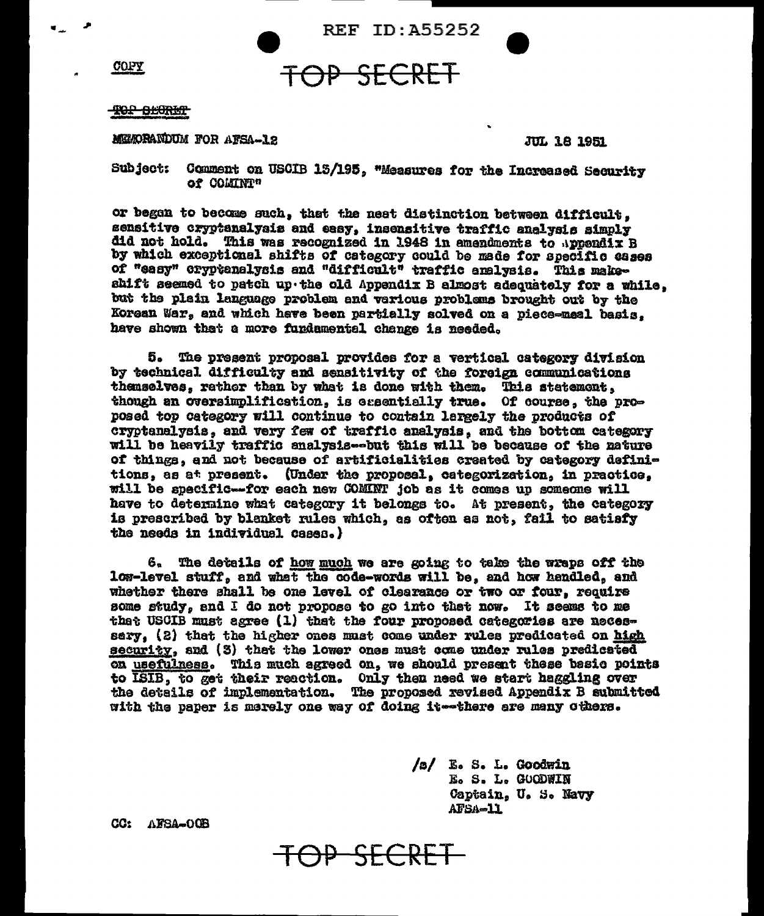COPY

TOP SECRET

MEMORANDUM FOR AFSA-12

JUL 18 1951

Subject: Comment on USCIB 13/195, "Measures for the Increased Security of COMINT"

or began to become such, that the neat distinction between difficult, sensitive cryptanalysis and easy, insensitive traffic analysis simply did not hold. This was recognized in 1948 in amendments to Appendix B by which exceptional shifts of category could be made for specific cases of "easy" cryptanalysis and "difficult" traffic analysis. This makeshift seemed to patch up the old Appendix B almost adequately for a while, but the plain language problem and various problems brought out by the Korean War, and which have been partially solved on a piece-meal basis, have shown that a more fundamental change is needed.

5. The present proposal provides for a vertical category division by technical difficulty and sensitivity of the foreign communications themselves, rather than by what is done with them. This statement, though an oversimplification, is essentially true. Of course, the proposed top category will continue to contain largely the products of cryptanalysis, and very few of traffic analysis, and the bottom category will be heavily traffic analysis--but this will be because of the nature of things, and not because of artificialities created by category definitions, as at present. (Under the proposal, categorization, in practice, will be specific--for each new COMINT job as it comes up someone will have to determine what category it belongs to. At present, the category is prescribed by blanket rules which, as often as not, fail to satisfy the needs in individual cases.)

6. The details of how much we are going to take the wraps off the low-level stuff, and what the code-words will be, and how handled, and whether there shall be one level of clearance or two or four, require some study, and I do not propose to go into that now. It seems to me that USCIB must agree (1) that the four proposed categories are necessary, (2) that the higher ones must come under rules predicated on high security, and (3) that the lower ones must come under rules predicated on usefulness. This much agreed on, we should present these basic points to ISIB, to get their reaction. Only then need we start haggling over the details of implementation. The proposed revised Appendix B submitted with the paper is merely one way of doing it--there are many others.

/s/ E. S. L. Goodwin
E. S. L. GOODWIN
Captain, U. S. Navy
AFSA-11

CC: AFSA-00B

TOP SECRET